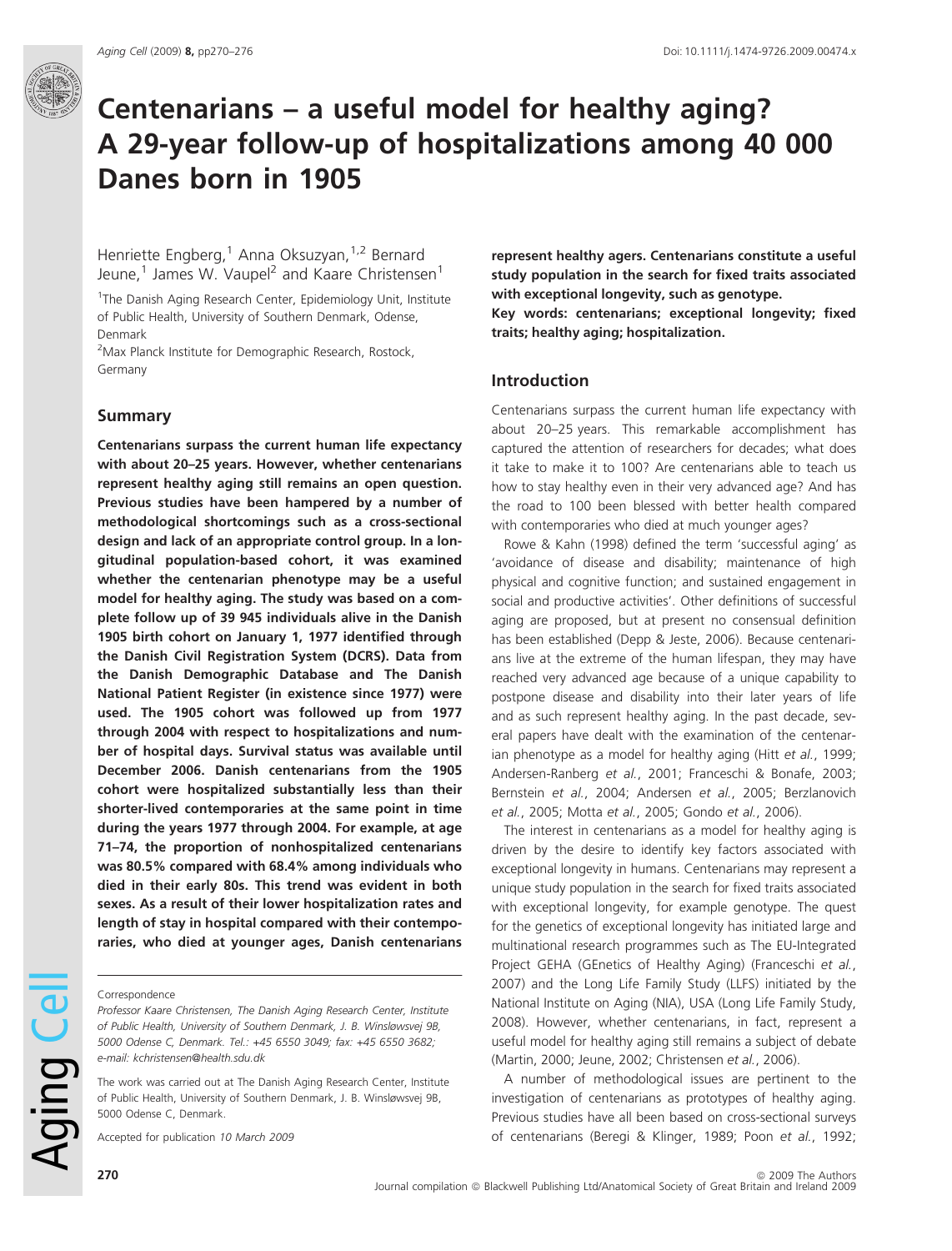# Centenarians – a useful model for healthy aging? A 29-year follow-up of hospitalizations among 40 000 Danes born in 1905

Henriette Engberg,[1] Anna Oksuzyan,[1,2] Bernard Jeune,[1] James W. Vaupel[2] and Kaare Christensen[1]

[1]The Danish Aging Research Center, Epidemiology Unit, Institute of Public Health, University of Southern Denmark, Odense, Denmark

[2]Max Planck Institute for Demographic Research, Rostock, Germany

## Summary

**Centenarians surpass the current human life expectancy with about 20–25 years. However, whether centenarians represent healthy aging still remains an open question. Previous studies have been hampered by a number of methodological shortcomings such as a cross-sectional design and lack of an appropriate control group. In a longitudinal population-based cohort, it was examined whether the centenarian phenotype may be a useful model for healthy aging. The study was based on a complete follow up of 39 945 individuals alive in the Danish 1905 birth cohort on January 1, 1977 identified through the Danish Civil Registration System (DCRS). Data from the Danish Demographic Database and The Danish National Patient Register (in existence since 1977) were used. The 1905 cohort was followed up from 1977 through 2004 with respect to hospitalizations and number of hospital days. Survival status was available until December 2006. Danish centenarians from the 1905 cohort were hospitalized substantially less than their shorter-lived contemporaries at the same point in time during the years 1977 through 2004. For example, at age 71–74, the proportion of nonhospitalized centenarians was 80.5% compared with 68.4% among individuals who died in their early 80s. This trend was evident in both sexes. As a result of their lower hospitalization rates and length of stay in hospital compared with their contemporaries, who died at younger ages, Danish centenarians represent healthy agers. Centenarians constitute a useful study population in the search for fixed traits associated with exceptional longevity, such as genotype.**

**Key words: centenarians; exceptional longevity; fixed traits; healthy aging; hospitalization.**

Correspondence

*Professor Kaare Christensen, The Danish Aging Research Center, Institute of Public Health, University of Southern Denmark, J. B. Winsløwsvej 9B, 5000 Odense C, Denmark. Tel.: +45 6550 3049; fax: +45 6550 3682; e-mail: kchristensen@health.sdu.dk*

*The work was carried out at The Danish Aging Research Center, Institute of Public Health, University of Southern Denmark, J. B. Winsløwsvej 9B, 5000 Odense C, Denmark.*

Accepted for publication *10 March 2009*

## Introduction

Centenarians surpass the current human life expectancy with about 20–25 years. This remarkable accomplishment has captured the attention of researchers for decades; what does it take to make it to 100? Are centenarians able to teach us how to stay healthy even in their very advanced age? And has the road to 100 been blessed with better health compared with contemporaries who died at much younger ages?

Rowe & Kahn (1998) defined the term 'successful aging' as 'avoidance of disease and disability; maintenance of high physical and cognitive function; and sustained engagement in social and productive activities'. Other definitions of successful aging are proposed, but at present no consensual definition has been established (Depp & Jeste, 2006). Because centenarians live at the extreme of the human lifespan, they may have reached very advanced age because of a unique capability to postpone disease and disability into their later years of life and as such represent healthy aging. In the past decade, several papers have dealt with the examination of the centenarian phenotype as a model for healthy aging (Hitt *et al.*, 1999; Andersen-Ranberg *et al.*, 2001; Franceschi & Bonafe, 2003; Bernstein *et al.*, 2004; Andersen *et al.*, 2005; Berzlanovich *et al.*, 2005; Motta *et al.*, 2005; Gondo *et al.*, 2006).

The interest in centenarians as a model for healthy aging is driven by the desire to identify key factors associated with exceptional longevity in humans. Centenarians may represent a unique study population in the search for fixed traits associated with exceptional longevity, for example genotype. The quest for the genetics of exceptional longevity has initiated large and multinational research programmes such as The EU-Integrated Project GEHA (GEnetics of Healthy Aging) (Franceschi *et al.*, 2007) and the Long Life Family Study (LLFS) initiated by the National Institute on Aging (NIA), USA (Long Life Family Study, 2008). However, whether centenarians, in fact, represent a useful model for healthy aging still remains a subject of debate (Martin, 2000; Jeune, 2002; Christensen *et al.*, 2006).

A number of methodological issues are pertinent to the investigation of centenarians as prototypes of healthy aging. Previous studies have all been based on cross-sectional surveys of centenarians (Beregi & Klinger, 1989; Poon *et al.*, 1992;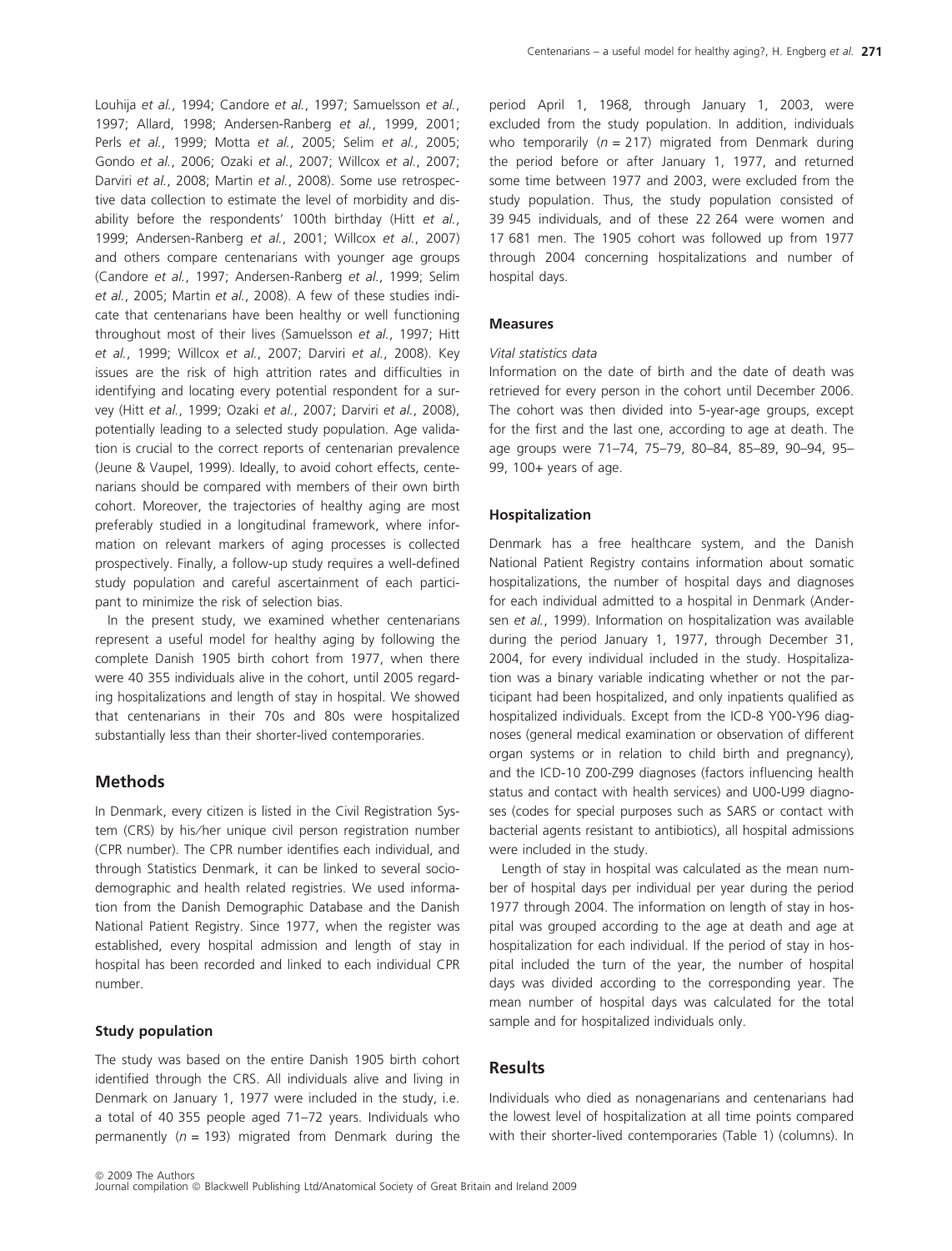Louhija *et al.*, 1994; Candore *et al.*, 1997; Samuelsson *et al.*, 1997; Allard, 1998; Andersen-Ranberg *et al.*, 1999, 2001; Perls *et al.*, 1999; Motta *et al.*, 2005; Selim *et al.*, 2005; Gondo *et al.*, 2006; Ozaki *et al.*, 2007; Willcox *et al.*, 2007; Darviri *et al.*, 2008; Martin *et al.*, 2008). Some use retrospective data collection to estimate the level of morbidity and disability before the respondents' 100th birthday (Hitt *et al.*, 1999; Andersen-Ranberg *et al.*, 2001; Willcox *et al.*, 2007) and others compare centenarians with younger age groups (Candore *et al.*, 1997; Andersen-Ranberg *et al.*, 1999; Selim *et al.*, 2005; Martin *et al.*, 2008). A few of these studies indicate that centenarians have been healthy or well functioning throughout most of their lives (Samuelsson *et al.*, 1997; Hitt *et al.*, 1999; Willcox *et al.*, 2007; Darviri *et al.*, 2008). Key issues are the risk of high attrition rates and difficulties in identifying and locating every potential respondent for a survey (Hitt *et al.*, 1999; Ozaki *et al.*, 2007; Darviri *et al.*, 2008), potentially leading to a selected study population. Age validation is crucial to the correct reports of centenarian prevalence (Jeune & Vaupel, 1999). Ideally, to avoid cohort effects, centenarians should be compared with members of their own birth cohort. Moreover, the trajectories of healthy aging are most preferably studied in a longitudinal framework, where information on relevant markers of aging processes is collected prospectively. Finally, a follow-up study requires a well-defined study population and careful ascertainment of each participant to minimize the risk of selection bias.

In the present study, we examined whether centenarians represent a useful model for healthy aging by following the complete Danish 1905 birth cohort from 1977, when there were 40 355 individuals alive in the cohort, until 2005 regarding hospitalizations and length of stay in hospital. We showed that centenarians in their 70s and 80s were hospitalized substantially less than their shorter-lived contemporaries.

## Methods

In Denmark, every citizen is listed in the Civil Registration System (CRS) by his/her unique civil person registration number (CPR number). The CPR number identifies each individual, and through Statistics Denmark, it can be linked to several sociodemographic and health related registries. We used information from the Danish Demographic Database and the Danish National Patient Registry. Since 1977, when the register was established, every hospital admission and length of stay in hospital has been recorded and linked to each individual CPR number.

### Study population

The study was based on the entire Danish 1905 birth cohort identified through the CRS. All individuals alive and living in Denmark on January 1, 1977 were included in the study, i.e. a total of 40 355 people aged 71–72 years. Individuals who permanently ($n = 193$) migrated from Denmark during the period April 1, 1968, through January 1, 2003, were excluded from the study population. In addition, individuals who temporarily ($n = 217$) migrated from Denmark during the period before or after January 1, 1977, and returned some time between 1977 and 2003, were excluded from the study population. Thus, the study population consisted of 39 945 individuals, and of these 22 264 were women and 17 681 men. The 1905 cohort was followed up from 1977 through 2004 concerning hospitalizations and number of hospital days.

### Measures

#### *Vital statistics data*

Information on the date of birth and the date of death was retrieved for every person in the cohort until December 2006. The cohort was then divided into 5-year-age groups, except for the first and the last one, according to age at death. The age groups were 71–74, 75–79, 80–84, 85–89, 90–94, 95–99, 100+ years of age.

### Hospitalization

Denmark has a free healthcare system, and the Danish National Patient Registry contains information about somatic hospitalizations, the number of hospital days and diagnoses for each individual admitted to a hospital in Denmark (Andersen *et al.*, 1999). Information on hospitalization was available during the period January 1, 1977, through December 31, 2004, for every individual included in the study. Hospitalization was a binary variable indicating whether or not the participant had been hospitalized, and only inpatients qualified as hospitalized individuals. Except from the ICD-8 Y00-Y96 diagnoses (general medical examination or observation of different organ systems or in relation to child birth and pregnancy), and the ICD-10 Z00-Z99 diagnoses (factors influencing health status and contact with health services) and U00-U99 diagnoses (codes for special purposes such as SARS or contact with bacterial agents resistant to antibiotics), all hospital admissions were included in the study.

Length of stay in hospital was calculated as the mean number of hospital days per individual per year during the period 1977 through 2004. The information on length of stay in hospital was grouped according to the age at death and age at hospitalization for each individual. If the period of stay in hospital included the turn of the year, the number of hospital days was divided according to the corresponding year. The mean number of hospital days was calculated for the total sample and for hospitalized individuals only.

## Results

Individuals who died as nonagenarians and centenarians had the lowest level of hospitalization at all time points compared with their shorter-lived contemporaries (Table 1) (columns). In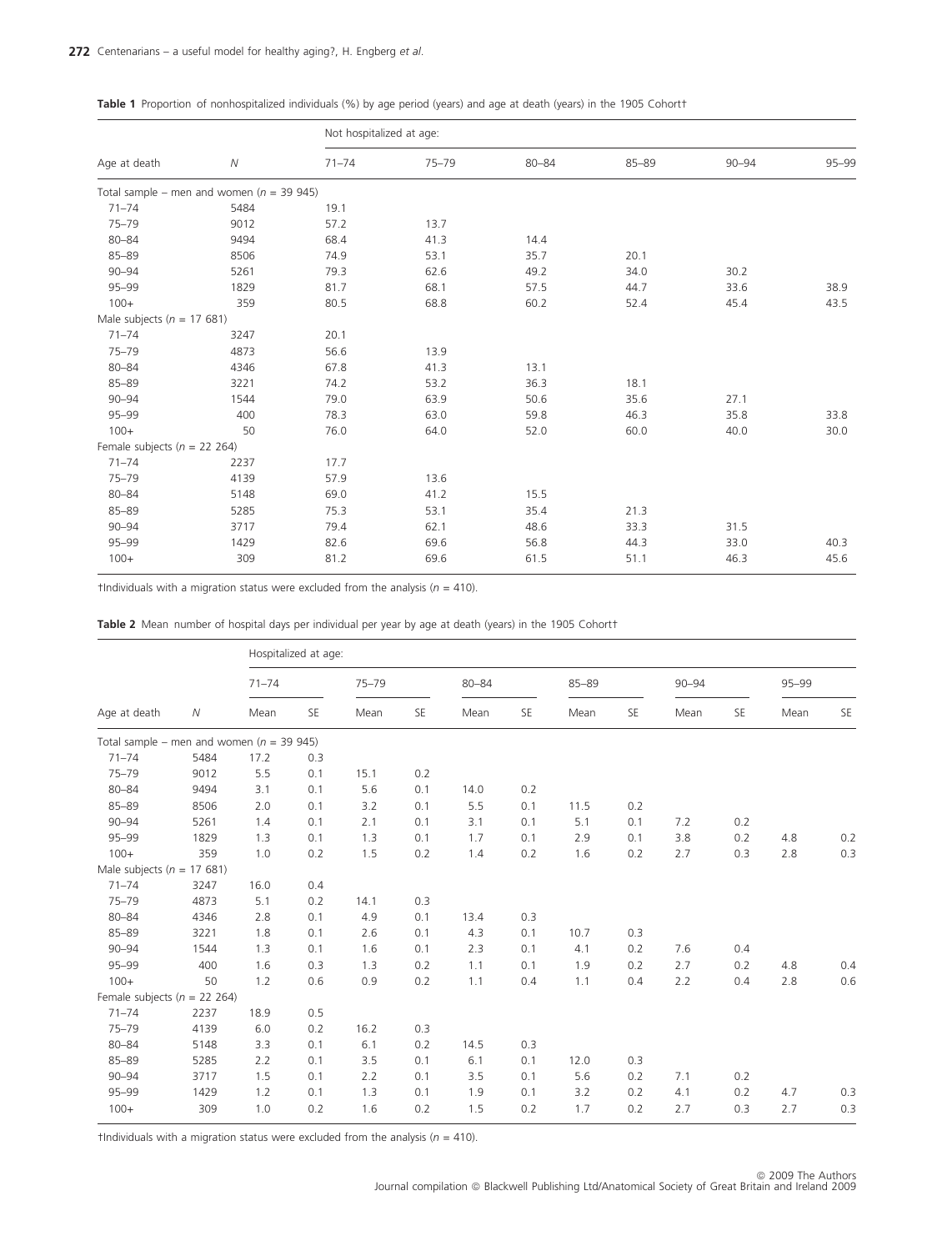**Table 1** Proportion of nonhospitalized individuals (%) by age period (years) and age at death (years) in the 1905 Cohort†

| Age at death | N | Not hospitalized at age: 71–74 | 75–79 | 80–84 | 85–89 | 90–94 | 95–99 |
|---|---|---|---|---|---|---|---|
| Total sample – men and women (n = 39 945) | | | | | | | |
| 71–74 | 5484 | 19.1 | | | | | |
| 75–79 | 9012 | 57.2 | 13.7 | | | | |
| 80–84 | 9494 | 68.4 | 41.3 | 14.4 | | | |
| 85–89 | 8506 | 74.9 | 53.1 | 35.7 | 20.1 | | |
| 90–94 | 5261 | 79.3 | 62.6 | 49.2 | 34.0 | 30.2 | |
| 95–99 | 1829 | 81.7 | 68.1 | 57.5 | 44.7 | 33.6 | 38.9 |
| 100+ | 359 | 80.5 | 68.8 | 60.2 | 52.4 | 45.4 | 43.5 |
| Male subjects (n = 17 681) | | | | | | | |
| 71–74 | 3247 | 20.1 | | | | | |
| 75–79 | 4873 | 56.6 | 13.9 | | | | |
| 80–84 | 4346 | 67.8 | 41.3 | 13.1 | | | |
| 85–89 | 3221 | 74.2 | 53.2 | 36.3 | 18.1 | | |
| 90–94 | 1544 | 79.0 | 63.9 | 50.6 | 35.6 | 27.1 | |
| 95–99 | 400 | 78.3 | 63.0 | 59.8 | 46.3 | 35.8 | 33.8 |
| 100+ | 50 | 76.0 | 64.0 | 52.0 | 60.0 | 40.0 | 30.0 |
| Female subjects (n = 22 264) | | | | | | | |
| 71–74 | 2237 | 17.7 | | | | | |
| 75–79 | 4139 | 57.9 | 13.6 | | | | |
| 80–84 | 5148 | 69.0 | 41.2 | 15.5 | | | |
| 85–89 | 5285 | 75.3 | 53.1 | 35.4 | 21.3 | | |
| 90–94 | 3717 | 79.4 | 62.1 | 48.6 | 33.3 | 31.5 | |
| 95–99 | 1429 | 82.6 | 69.6 | 56.8 | 44.3 | 33.0 | 40.3 |
| 100+ | 309 | 81.2 | 69.6 | 61.5 | 51.1 | 46.3 | 45.6 |

†Individuals with a migration status were excluded from the analysis (n = 410).

**Table 2** Mean number of hospital days per individual per year by age at death (years) in the 1905 Cohort†

| | | Hospitalized at age: | | | | | | | | | | | |
|---|---|---|---|---|---|---|---|---|---|---|---|---|---|
| | | 71–74 | | 75–79 | | 80–84 | | 85–89 | | 90–94 | | 95–99 | |
| Age at death | N | Mean | SE | Mean | SE | Mean | SE | Mean | SE | Mean | SE | Mean | SE |
| Total sample – men and women (n = 39 945) | | | | | | | | | | | | | |
| 71–74 | 5484 | 17.2 | 0.3 | | | | | | | | | | |
| 75–79 | 9012 | 5.5 | 0.1 | 15.1 | 0.2 | | | | | | | | |
| 80–84 | 9494 | 3.1 | 0.1 | 5.6 | 0.1 | 14.0 | 0.2 | | | | | | |
| 85–89 | 8506 | 2.0 | 0.1 | 3.2 | 0.1 | 5.5 | 0.1 | 11.5 | 0.2 | | | | |
| 90–94 | 5261 | 1.4 | 0.1 | 2.1 | 0.1 | 3.1 | 0.1 | 5.1 | 0.1 | 7.2 | 0.2 | | |
| 95–99 | 1829 | 1.3 | 0.1 | 1.3 | 0.1 | 1.7 | 0.1 | 2.9 | 0.1 | 3.8 | 0.2 | 4.8 | 0.2 |
| 100+ | 359 | 1.0 | 0.2 | 1.5 | 0.2 | 1.4 | 0.2 | 1.6 | 0.2 | 2.7 | 0.3 | 2.8 | 0.3 |
| Male subjects (n = 17 681) | | | | | | | | | | | | | |
| 71–74 | 3247 | 16.0 | 0.4 | | | | | | | | | | |
| 75–79 | 4873 | 5.1 | 0.2 | 14.1 | 0.3 | | | | | | | | |
| 80–84 | 4346 | 2.8 | 0.1 | 4.9 | 0.1 | 13.4 | 0.3 | | | | | | |
| 85–89 | 3221 | 1.8 | 0.1 | 2.6 | 0.1 | 4.3 | 0.1 | 10.7 | 0.3 | | | | |
| 90–94 | 1544 | 1.3 | 0.1 | 1.6 | 0.1 | 2.3 | 0.1 | 4.1 | 0.2 | 7.6 | 0.4 | | |
| 95–99 | 400 | 1.6 | 0.3 | 1.3 | 0.2 | 1.1 | 0.1 | 1.9 | 0.2 | 2.7 | 0.2 | 4.8 | 0.4 |
| 100+ | 50 | 1.2 | 0.6 | 0.9 | 0.2 | 1.1 | 0.4 | 1.1 | 0.4 | 2.2 | 0.4 | 2.8 | 0.6 |
| Female subjects (n = 22 264) | | | | | | | | | | | | | |
| 71–74 | 2237 | 18.9 | 0.5 | | | | | | | | | | |
| 75–79 | 4139 | 6.0 | 0.2 | 16.2 | 0.3 | | | | | | | | |
| 80–84 | 5148 | 3.3 | 0.1 | 6.1 | 0.2 | 14.5 | 0.3 | | | | | | |
| 85–89 | 5285 | 2.2 | 0.1 | 3.5 | 0.1 | 6.1 | 0.1 | 12.0 | 0.3 | | | | |
| 90–94 | 3717 | 1.5 | 0.1 | 2.2 | 0.1 | 3.5 | 0.1 | 5.6 | 0.2 | 7.1 | 0.2 | | |
| 95–99 | 1429 | 1.2 | 0.1 | 1.3 | 0.1 | 1.9 | 0.1 | 3.2 | 0.2 | 4.1 | 0.2 | 4.7 | 0.3 |
| 100+ | 309 | 1.0 | 0.2 | 1.6 | 0.2 | 1.5 | 0.2 | 1.7 | 0.2 | 2.7 | 0.3 | 2.7 | 0.3 |

†Individuals with a migration status were excluded from the analysis (n = 410).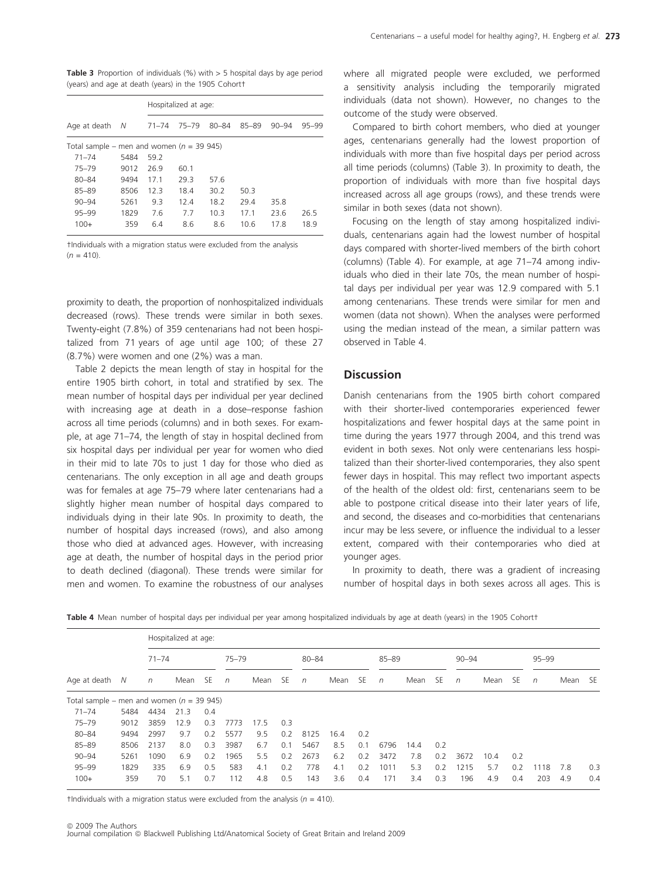**Table 3** Proportion of individuals (%) with > 5 hospital days by age period (years) and age at death (years) in the 1905 Cohort†

| | | Hospitalized at age: | | | | | |
|---|---|---|---|---|---|---|---|
| Age at death | N | 71–74 | 75–79 | 80–84 | 85–89 | 90–94 | 95–99 |
| Total sample – men and women ($n$ = 39 945) | | | | | | | |
| 71–74 | 5484 | 59.2 | | | | | |
| 75–79 | 9012 | 26.9 | 60.1 | | | | |
| 80–84 | 9494 | 17.1 | 29.3 | 57.6 | | | |
| 85–89 | 8506 | 12.3 | 18.4 | 30.2 | 50.3 | | |
| 90–94 | 5261 | 9.3 | 12.4 | 18.2 | 29.4 | 35.8 | |
| 95–99 | 1829 | 7.6 | 7.7 | 10.3 | 17.1 | 23.6 | 26.5 |
| 100+ | 359 | 6.4 | 8.6 | 8.6 | 10.6 | 17.8 | 18.9 |

†Individuals with a migration status were excluded from the analysis ($n$ = 410).

proximity to death, the proportion of nonhospitalized individuals decreased (rows). These trends were similar in both sexes. Twenty-eight (7.8%) of 359 centenarians had not been hospitalized from 71 years of age until age 100; of these 27 (8.7%) were women and one (2%) was a man.

Table 2 depicts the mean length of stay in hospital for the entire 1905 birth cohort, in total and stratified by sex. The mean number of hospital days per individual per year declined with increasing age at death in a dose–response fashion across all time periods (columns) and in both sexes. For example, at age 71–74, the length of stay in hospital declined from six hospital days per individual per year for women who died in their mid to late 70s to just 1 day for those who died as centenarians. The only exception in all age and death groups was for females at age 75–79 where later centenarians had a slightly higher mean number of hospital days compared to individuals dying in their late 90s. In proximity to death, the number of hospital days increased (rows), and also among those who died at advanced ages. However, with increasing age at death, the number of hospital days in the period prior to death declined (diagonal). These trends were similar for men and women. To examine the robustness of our analyses where all migrated people were excluded, we performed a sensitivity analysis including the temporarily migrated individuals (data not shown). However, no changes to the outcome of the study were observed.

Compared to birth cohort members, who died at younger ages, centenarians generally had the lowest proportion of individuals with more than five hospital days per period across all time periods (columns) (Table 3). In proximity to death, the proportion of individuals with more than five hospital days increased across all age groups (rows), and these trends were similar in both sexes (data not shown).

Focusing on the length of stay among hospitalized individuals, centenarians again had the lowest number of hospital days compared with shorter-lived members of the birth cohort (columns) (Table 4). For example, at age 71–74 among individuals who died in their late 70s, the mean number of hospital days per individual per year was 12.9 compared with 5.1 among centenarians. These trends were similar for men and women (data not shown). When the analyses were performed using the median instead of the mean, a similar pattern was observed in Table 4.

## Discussion

Danish centenarians from the 1905 birth cohort compared with their shorter-lived contemporaries experienced fewer hospitalizations and fewer hospital days at the same point in time during the years 1977 through 2004, and this trend was evident in both sexes. Not only were centenarians less hospitalized than their shorter-lived contemporaries, they also spent fewer days in hospital. This may reflect two important aspects of the health of the oldest old: first, centenarians seem to be able to postpone critical disease into their later years of life, and second, the diseases and co-morbidities that centenarians incur may be less severe, or influence the individual to a lesser extent, compared with their contemporaries who died at younger ages.

In proximity to death, there was a gradient of increasing number of hospital days in both sexes across all ages. This is

**Table 4** Mean number of hospital days per individual per year among hospitalized individuals by age at death (years) in the 1905 Cohort†

| | | Hospitalized at age: | | | | | | | | | | | | | | | | | |
|---|---|---|---|---|---|---|---|---|---|---|---|---|---|---|---|---|---|---|---|
| | | 71–74 | | | 75–79 | | | 80–84 | | | 85–89 | | | 90–94 | | | 95–99 | | |
| Age at death | N | $n$ | Mean | SE | $n$ | Mean | SE | $n$ | Mean | SE | $n$ | Mean | SE | $n$ | Mean | SE | $n$ | Mean | SE |
| Total sample – men and women ($n$ = 39 945) | | | | | | | | | | | | | | | | | | | |
| 71–74 | 5484 | 4434 | 21.3 | 0.4 | | | | | | | | | | | | | | | |
| 75–79 | 9012 | 3859 | 12.9 | 0.3 | 7773 | 17.5 | 0.3 | | | | | | | | | | | | |
| 80–84 | 9494 | 2997 | 9.7 | 0.2 | 5577 | 9.5 | 0.2 | 8125 | 16.4 | 0.2 | | | | | | | | | |
| 85–89 | 8506 | 2137 | 8.0 | 0.3 | 3987 | 6.7 | 0.1 | 5467 | 8.5 | 0.1 | 6796 | 14.4 | 0.2 | | | | | | |
| 90–94 | 5261 | 1090 | 6.9 | 0.2 | 1965 | 5.5 | 0.2 | 2673 | 6.2 | 0.2 | 3472 | 7.8 | 0.2 | 3672 | 10.4 | 0.2 | | | |
| 95–99 | 1829 | 335 | 6.9 | 0.5 | 583 | 4.1 | 0.2 | 778 | 4.1 | 0.2 | 1011 | 5.3 | 0.2 | 1215 | 5.7 | 0.2 | 1118 | 7.8 | 0.3 |
| 100+ | 359 | 70 | 5.1 | 0.7 | 112 | 4.8 | 0.5 | 143 | 3.6 | 0.4 | 171 | 3.4 | 0.3 | 196 | 4.9 | 0.4 | 203 | 4.9 | 0.4 |

†Individuals with a migration status were excluded from the analysis ($n$ = 410).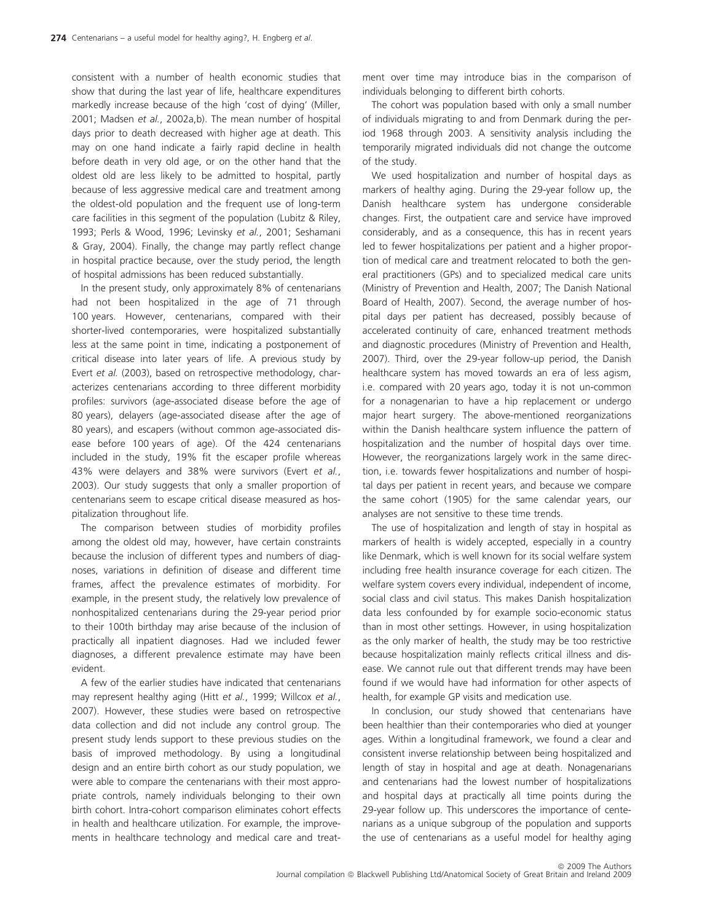consistent with a number of health economic studies that show that during the last year of life, healthcare expenditures markedly increase because of the high 'cost of dying' (Miller, 2001; Madsen *et al.*, 2002a,b). The mean number of hospital days prior to death decreased with higher age at death. This may on one hand indicate a fairly rapid decline in health before death in very old age, or on the other hand that the oldest old are less likely to be admitted to hospital, partly because of less aggressive medical care and treatment among the oldest-old population and the frequent use of long-term care facilities in this segment of the population (Lubitz & Riley, 1993; Perls & Wood, 1996; Levinsky *et al.*, 2001; Seshamani & Gray, 2004). Finally, the change may partly reflect change in hospital practice because, over the study period, the length of hospital admissions has been reduced substantially.

In the present study, only approximately 8% of centenarians had not been hospitalized in the age of 71 through 100 years. However, centenarians, compared with their shorter-lived contemporaries, were hospitalized substantially less at the same point in time, indicating a postponement of critical disease into later years of life. A previous study by Evert *et al.* (2003), based on retrospective methodology, characterizes centenarians according to three different morbidity profiles: survivors (age-associated disease before the age of 80 years), delayers (age-associated disease after the age of 80 years), and escapers (without common age-associated disease before 100 years of age). Of the 424 centenarians included in the study, 19% fit the escaper profile whereas 43% were delayers and 38% were survivors (Evert *et al.*, 2003). Our study suggests that only a smaller proportion of centenarians seem to escape critical disease measured as hospitalization throughout life.

The comparison between studies of morbidity profiles among the oldest old may, however, have certain constraints because the inclusion of different types and numbers of diagnoses, variations in definition of disease and different time frames, affect the prevalence estimates of morbidity. For example, in the present study, the relatively low prevalence of nonhospitalized centenarians during the 29-year period prior to their 100th birthday may arise because of the inclusion of practically all inpatient diagnoses. Had we included fewer diagnoses, a different prevalence estimate may have been evident.

A few of the earlier studies have indicated that centenarians may represent healthy aging (Hitt *et al.*, 1999; Willcox *et al.*, 2007). However, these studies were based on retrospective data collection and did not include any control group. The present study lends support to these previous studies on the basis of improved methodology. By using a longitudinal design and an entire birth cohort as our study population, we were able to compare the centenarians with their most appropriate controls, namely individuals belonging to their own birth cohort. Intra-cohort comparison eliminates cohort effects in health and healthcare utilization. For example, the improvements in healthcare technology and medical care and treatment over time may introduce bias in the comparison of individuals belonging to different birth cohorts.

The cohort was population based with only a small number of individuals migrating to and from Denmark during the period 1968 through 2003. A sensitivity analysis including the temporarily migrated individuals did not change the outcome of the study.

We used hospitalization and number of hospital days as markers of healthy aging. During the 29-year follow up, the Danish healthcare system has undergone considerable changes. First, the outpatient care and service have improved considerably, and as a consequence, this has in recent years led to fewer hospitalizations per patient and a higher proportion of medical care and treatment relocated to both the general practitioners (GPs) and to specialized medical care units (Ministry of Prevention and Health, 2007; The Danish National Board of Health, 2007). Second, the average number of hospital days per patient has decreased, possibly because of accelerated continuity of care, enhanced treatment methods and diagnostic procedures (Ministry of Prevention and Health, 2007). Third, over the 29-year follow-up period, the Danish healthcare system has moved towards an era of less agism, i.e. compared with 20 years ago, today it is not un-common for a nonagenarian to have a hip replacement or undergo major heart surgery. The above-mentioned reorganizations within the Danish healthcare system influence the pattern of hospitalization and the number of hospital days over time. However, the reorganizations largely work in the same direction, i.e. towards fewer hospitalizations and number of hospital days per patient in recent years, and because we compare the same cohort (1905) for the same calendar years, our analyses are not sensitive to these time trends.

The use of hospitalization and length of stay in hospital as markers of health is widely accepted, especially in a country like Denmark, which is well known for its social welfare system including free health insurance coverage for each citizen. The welfare system covers every individual, independent of income, social class and civil status. This makes Danish hospitalization data less confounded by for example socio-economic status than in most other settings. However, in using hospitalization as the only marker of health, the study may be too restrictive because hospitalization mainly reflects critical illness and disease. We cannot rule out that different trends may have been found if we would have had information for other aspects of health, for example GP visits and medication use.

In conclusion, our study showed that centenarians have been healthier than their contemporaries who died at younger ages. Within a longitudinal framework, we found a clear and consistent inverse relationship between being hospitalized and length of stay in hospital and age at death. Nonagenarians and centenarians had the lowest number of hospitalizations and hospital days at practically all time points during the 29-year follow up. This underscores the importance of centenarians as a unique subgroup of the population and supports the use of centenarians as a useful model for healthy aging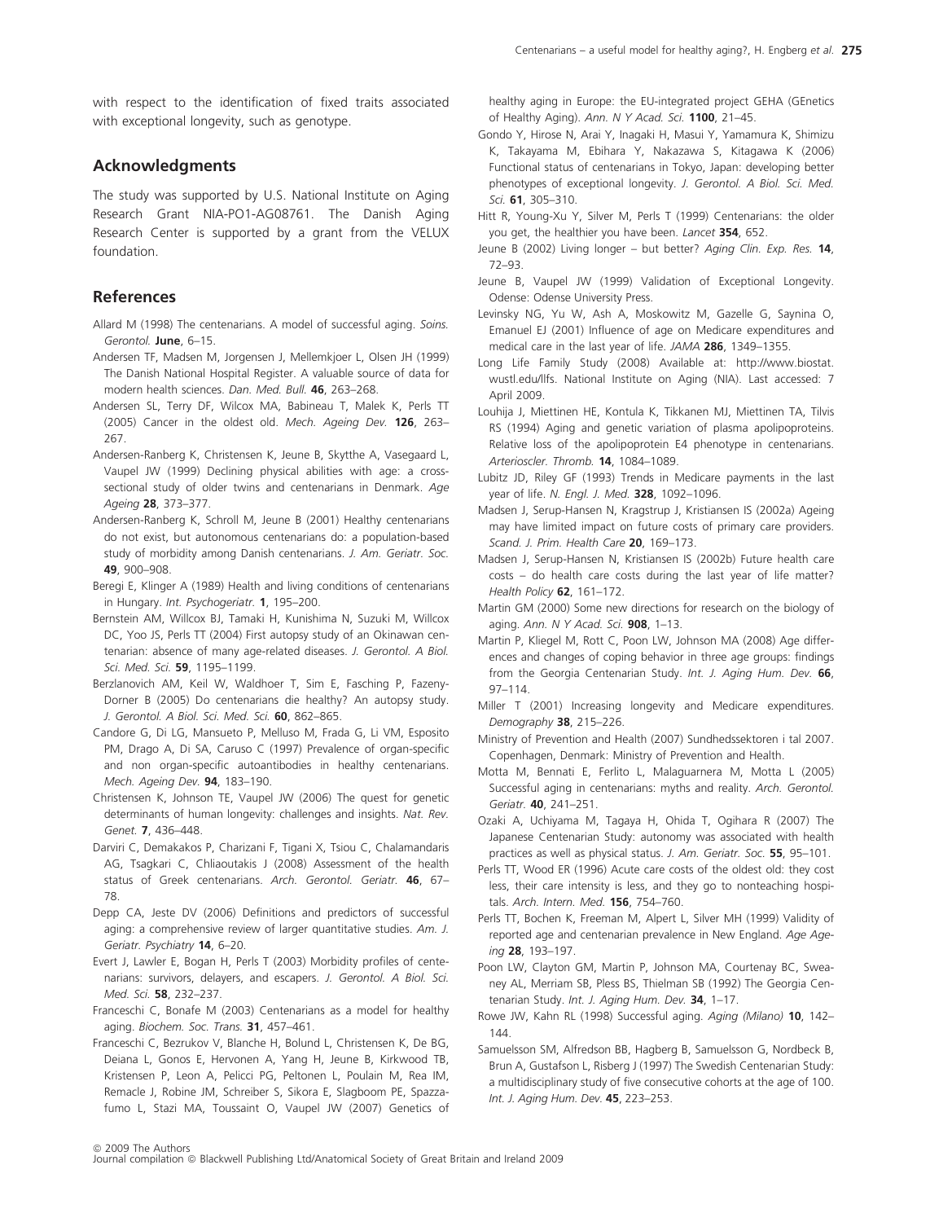with respect to the identification of fixed traits associated with exceptional longevity, such as genotype.

## Acknowledgments

The study was supported by U.S. National Institute on Aging Research Grant NIA-PO1-AG08761. The Danish Aging Research Center is supported by a grant from the VELUX foundation.

## References

Allard M (1998) The centenarians. A model of successful aging. *Soins. Gerontol.* **June**, 6–15.

Andersen TF, Madsen M, Jorgensen J, Mellemkjoer L, Olsen JH (1999) The Danish National Hospital Register. A valuable source of data for modern health sciences. *Dan. Med. Bull.* **46**, 263–268.

Andersen SL, Terry DF, Wilcox MA, Babineau T, Malek K, Perls TT (2005) Cancer in the oldest old. *Mech. Ageing Dev.* **126**, 263–267.

Andersen-Ranberg K, Christensen K, Jeune B, Skytthe A, Vasegaard L, Vaupel JW (1999) Declining physical abilities with age: a cross-sectional study of older twins and centenarians in Denmark. *Age Ageing* **28**, 373–377.

Andersen-Ranberg K, Schroll M, Jeune B (2001) Healthy centenarians do not exist, but autonomous centenarians do: a population-based study of morbidity among Danish centenarians. *J. Am. Geriatr. Soc.* **49**, 900–908.

Beregi E, Klinger A (1989) Health and living conditions of centenarians in Hungary. *Int. Psychogeriatr.* **1**, 195–200.

Bernstein AM, Willcox BJ, Tamaki H, Kunishima N, Suzuki M, Willcox DC, Yoo JS, Perls TT (2004) First autopsy study of an Okinawan centenarian: absence of many age-related diseases. *J. Gerontol. A Biol. Sci. Med. Sci.* **59**, 1195–1199.

Berzlanovich AM, Keil W, Waldhoer T, Sim E, Fasching P, Fazeny-Dorner B (2005) Do centenarians die healthy? An autopsy study. *J. Gerontol. A Biol. Sci. Med. Sci.* **60**, 862–865.

Candore G, Di LG, Mansueto P, Melluso M, Frada G, Li VM, Esposito PM, Drago A, Di SA, Caruso C (1997) Prevalence of organ-specific and non organ-specific autoantibodies in healthy centenarians. *Mech. Ageing Dev.* **94**, 183–190.

Christensen K, Johnson TE, Vaupel JW (2006) The quest for genetic determinants of human longevity: challenges and insights. *Nat. Rev. Genet.* **7**, 436–448.

Darviri C, Demakakos P, Charizani F, Tigani X, Tsiou C, Chalamandaris AG, Tsagkari C, Chliaoutakis J (2008) Assessment of the health status of Greek centenarians. *Arch. Gerontol. Geriatr.* **46**, 67–78.

Depp CA, Jeste DV (2006) Definitions and predictors of successful aging: a comprehensive review of larger quantitative studies. *Am. J. Geriatr. Psychiatry* **14**, 6–20.

Evert J, Lawler E, Bogan H, Perls T (2003) Morbidity profiles of centenarians: survivors, delayers, and escapers. *J. Gerontol. A Biol. Sci. Med. Sci.* **58**, 232–237.

Franceschi C, Bonafe M (2003) Centenarians as a model for healthy aging. *Biochem. Soc. Trans.* **31**, 457–461.

Franceschi C, Bezrukov V, Blanche H, Bolund L, Christensen K, De BG, Deiana L, Gonos E, Hervonen A, Yang H, Jeune B, Kirkwood TB, Kristensen P, Leon A, Pelicci PG, Peltonen L, Poulain M, Rea IM, Remacle J, Robine JM, Schreiber S, Sikora E, Slagboom PE, Spazzafumo L, Stazi MA, Toussaint O, Vaupel JW (2007) Genetics of healthy aging in Europe: the EU-integrated project GEHA (GEnetics of Healthy Aging). *Ann. N Y Acad. Sci.* **1100**, 21–45.

Gondo Y, Hirose N, Arai Y, Inagaki H, Masui Y, Yamamura K, Shimizu K, Takayama M, Ebihara Y, Nakazawa S, Kitagawa K (2006) Functional status of centenarians in Tokyo, Japan: developing better phenotypes of exceptional longevity. *J. Gerontol. A Biol. Sci. Med. Sci.* **61**, 305–310.

Hitt R, Young-Xu Y, Silver M, Perls T (1999) Centenarians: the older you get, the healthier you have been. *Lancet* **354**, 652.

Jeune B (2002) Living longer – but better? *Aging Clin. Exp. Res.* **14**, 72–93.

Jeune B, Vaupel JW (1999) Validation of Exceptional Longevity. Odense: Odense University Press.

Levinsky NG, Yu W, Ash A, Moskowitz M, Gazelle G, Saynina O, Emanuel EJ (2001) Influence of age on Medicare expenditures and medical care in the last year of life. *JAMA* **286**, 1349–1355.

Long Life Family Study (2008) Available at: http://www.biostat.wustl.edu/llfs. National Institute on Aging (NIA). Last accessed: 7 April 2009.

Louhija J, Miettinen HE, Kontula K, Tikkanen MJ, Miettinen TA, Tilvis RS (1994) Aging and genetic variation of plasma apolipoproteins. Relative loss of the apolipoprotein E4 phenotype in centenarians. *Arterioscler. Thromb.* **14**, 1084–1089.

Lubitz JD, Riley GF (1993) Trends in Medicare payments in the last year of life. *N. Engl. J. Med.* **328**, 1092–1096.

Madsen J, Serup-Hansen N, Kragstrup J, Kristiansen IS (2002a) Ageing may have limited impact on future costs of primary care providers. *Scand. J. Prim. Health Care* **20**, 169–173.

Madsen J, Serup-Hansen N, Kristiansen IS (2002b) Future health care costs – do health care costs during the last year of life matter? *Health Policy* **62**, 161–172.

Martin GM (2000) Some new directions for research on the biology of aging. *Ann. N Y Acad. Sci.* **908**, 1–13.

Martin P, Kliegel M, Rott C, Poon LW, Johnson MA (2008) Age differences and changes of coping behavior in three age groups: findings from the Georgia Centenarian Study. *Int. J. Aging Hum. Dev.* **66**, 97–114.

Miller T (2001) Increasing longevity and Medicare expenditures. *Demography* **38**, 215–226.

Ministry of Prevention and Health (2007) Sundhedssektoren i tal 2007. Copenhagen, Denmark: Ministry of Prevention and Health.

Motta M, Bennati E, Ferlito L, Malaguarnera M, Motta L (2005) Successful aging in centenarians: myths and reality. *Arch. Gerontol. Geriatr.* **40**, 241–251.

Ozaki A, Uchiyama M, Tagaya H, Ohida T, Ogihara R (2007) The Japanese Centenarian Study: autonomy was associated with health practices as well as physical status. *J. Am. Geriatr. Soc.* **55**, 95–101.

Perls TT, Wood ER (1996) Acute care costs of the oldest old: they cost less, their care intensity is less, and they go to nonteaching hospitals. *Arch. Intern. Med.* **156**, 754–760.

Perls TT, Bochen K, Freeman M, Alpert L, Silver MH (1999) Validity of reported age and centenarian prevalence in New England. *Age Ageing* **28**, 193–197.

Poon LW, Clayton GM, Martin P, Johnson MA, Courtenay BC, Sweaney AL, Merriam SB, Pless BS, Thielman SB (1992) The Georgia Centenarian Study. *Int. J. Aging Hum. Dev.* **34**, 1–17.

Rowe JW, Kahn RL (1998) Successful aging. *Aging (Milano)* **10**, 142–144.

Samuelsson SM, Alfredson BB, Hagberg B, Samuelsson G, Nordbeck B, Brun A, Gustafson L, Risberg J (1997) The Swedish Centenarian Study: a multidisciplinary study of five consecutive cohorts at the age of 100. *Int. J. Aging Hum. Dev.* **45**, 223–253.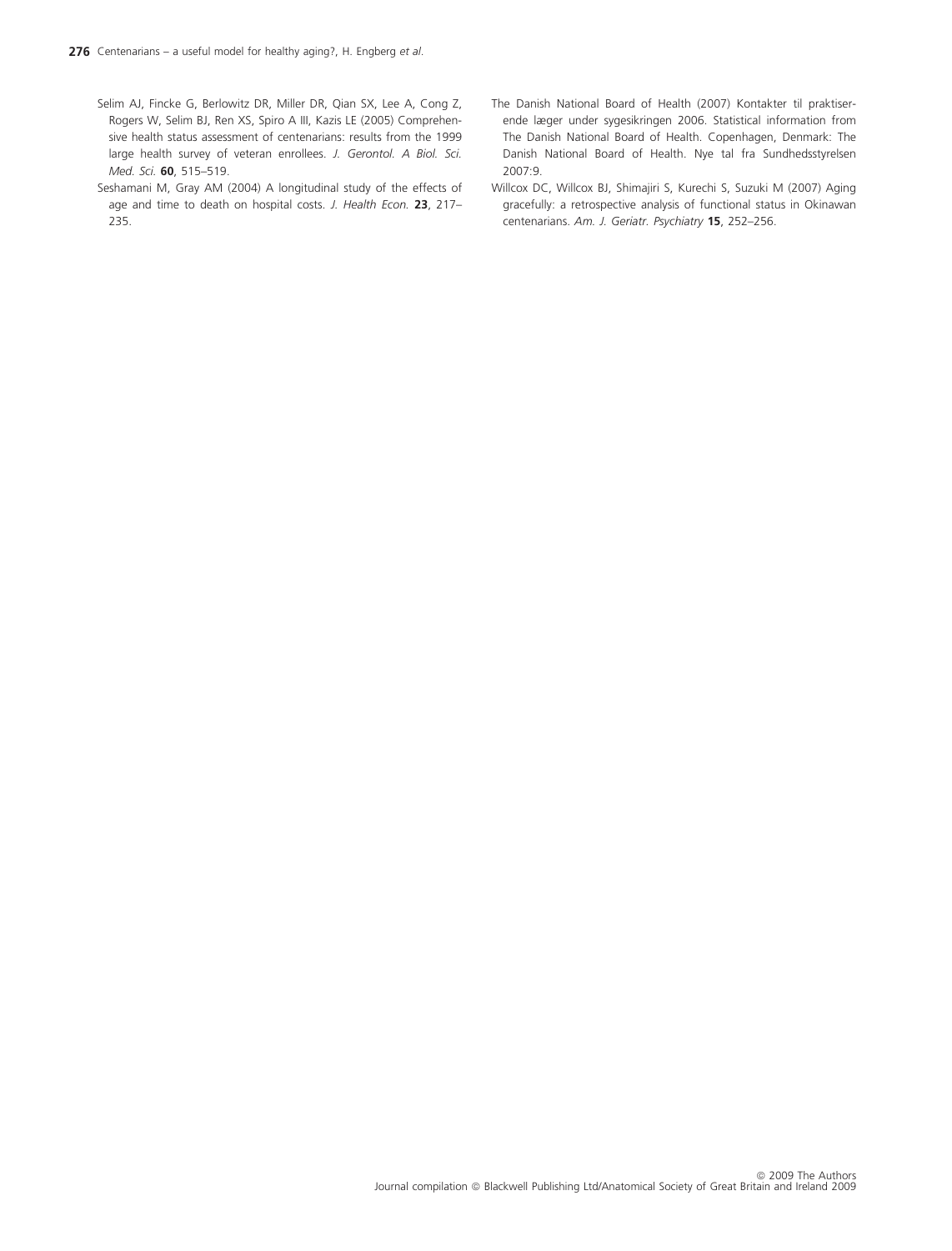Selim AJ, Fincke G, Berlowitz DR, Miller DR, Qian SX, Lee A, Cong Z, Rogers W, Selim BJ, Ren XS, Spiro A III, Kazis LE (2005) Comprehensive health status assessment of centenarians: results from the 1999 large health survey of veteran enrollees. *J. Gerontol. A Biol. Sci. Med. Sci.* **60**, 515–519.

Seshamani M, Gray AM (2004) A longitudinal study of the effects of age and time to death on hospital costs. *J. Health Econ.* **23**, 217–235.

The Danish National Board of Health (2007) Kontakter til praktiserende læger under sygesikringen 2006. Statistical information from The Danish National Board of Health. Copenhagen, Denmark: The Danish National Board of Health. Nye tal fra Sundhedsstyrelsen 2007:9.

Willcox DC, Willcox BJ, Shimajiri S, Kurechi S, Suzuki M (2007) Aging gracefully: a retrospective analysis of functional status in Okinawan centenarians. *Am. J. Geriatr. Psychiatry* **15**, 252–256.